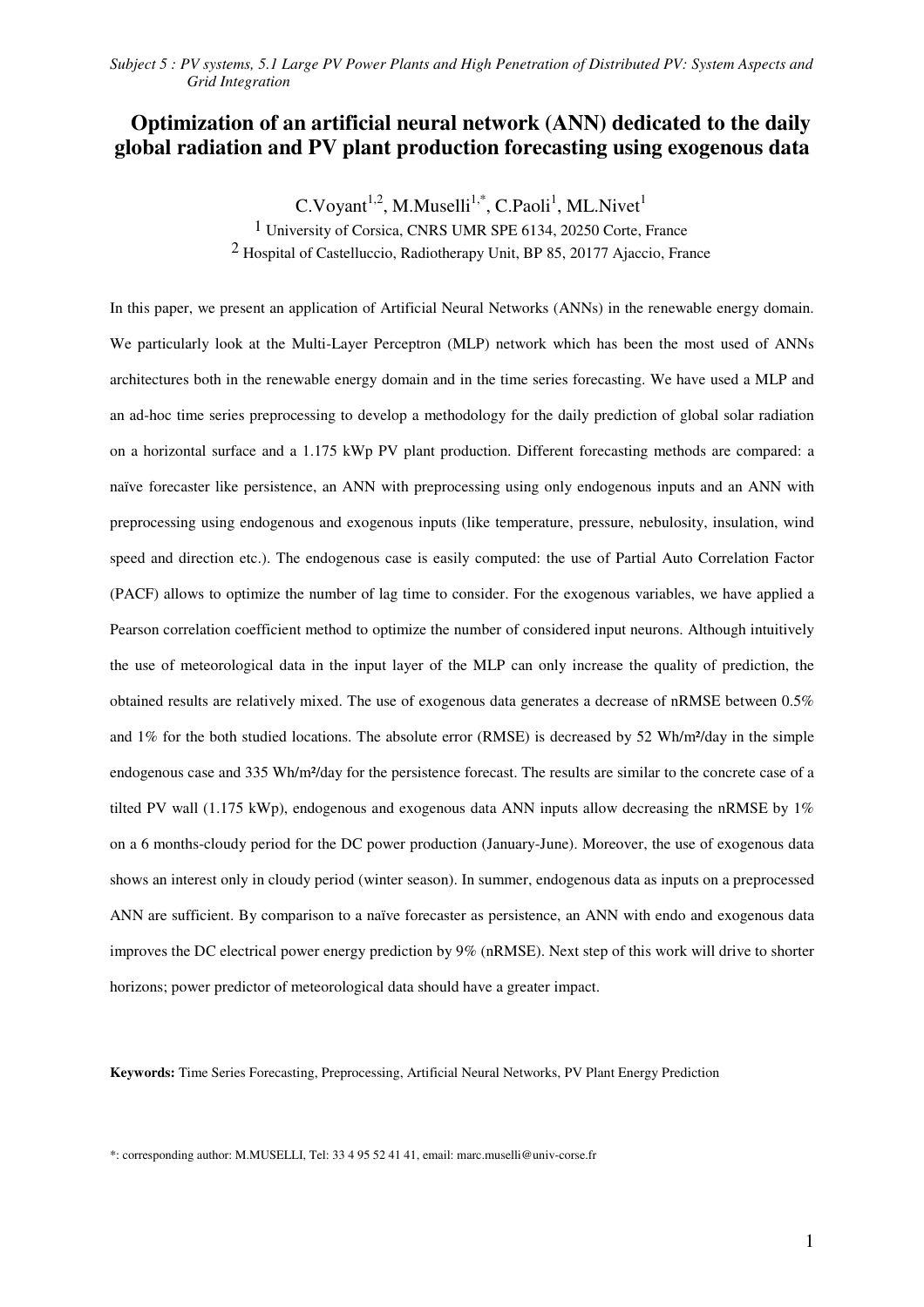*Subject 5 : PV systems, 5.1 Large PV Power Plants and High Penetration of Distributed PV: System Aspects and Grid Integration*

# Optimization of an artificial neural network (ANN) dedicated to the daily global radiation and PV plant production forecasting using exogenous data

C.Voyant[1,2], M.Muselli[1,*], C.Paoli[1], ML.Nivet[1]

[1] University of Corsica, CNRS UMR SPE 6134, 20250 Corte, France

[2] Hospital of Castelluccio, Radiotherapy Unit, BP 85, 20177 Ajaccio, France

In this paper, we present an application of Artificial Neural Networks (ANNs) in the renewable energy domain. We particularly look at the Multi-Layer Perceptron (MLP) network which has been the most used of ANNs architectures both in the renewable energy domain and in the time series forecasting. We have used a MLP and an ad-hoc time series preprocessing to develop a methodology for the daily prediction of global solar radiation on a horizontal surface and a 1.175 kWp PV plant production. Different forecasting methods are compared: a naïve forecaster like persistence, an ANN with preprocessing using only endogenous inputs and an ANN with preprocessing using endogenous and exogenous inputs (like temperature, pressure, nebulosity, insulation, wind speed and direction etc.). The endogenous case is easily computed: the use of Partial Auto Correlation Factor (PACF) allows to optimize the number of lag time to consider. For the exogenous variables, we have applied a Pearson correlation coefficient method to optimize the number of considered input neurons. Although intuitively the use of meteorological data in the input layer of the MLP can only increase the quality of prediction, the obtained results are relatively mixed. The use of exogenous data generates a decrease of nRMSE between 0.5% and 1% for the both studied locations. The absolute error (RMSE) is decreased by 52 Wh/m²/day in the simple endogenous case and 335 Wh/m²/day for the persistence forecast. The results are similar to the concrete case of a tilted PV wall (1.175 kWp), endogenous and exogenous data ANN inputs allow decreasing the nRMSE by 1% on a 6 months-cloudy period for the DC power production (January-June). Moreover, the use of exogenous data shows an interest only in cloudy period (winter season). In summer, endogenous data as inputs on a preprocessed ANN are sufficient. By comparison to a naïve forecaster as persistence, an ANN with endo and exogenous data improves the DC electrical power energy prediction by 9% (nRMSE). Next step of this work will drive to shorter horizons; power predictor of meteorological data should have a greater impact.

**Keywords:** Time Series Forecasting, Preprocessing, Artificial Neural Networks, PV Plant Energy Prediction

*: corresponding author: M.MUSELLI, Tel: 33 4 95 52 41 41, email: marc.muselli@univ-corse.fr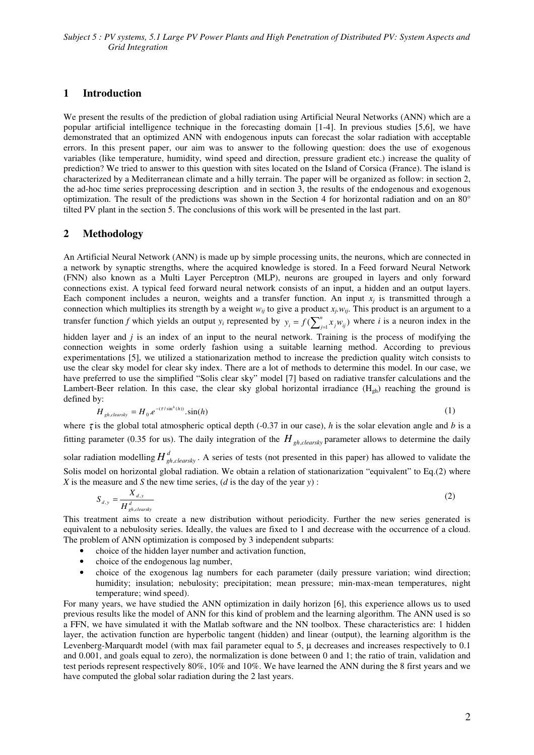## 1 Introduction

We present the results of the prediction of global radiation using Artificial Neural Networks (ANN) which are a popular artificial intelligence technique in the forecasting domain [1-4]. In previous studies [5,6], we have demonstrated that an optimized ANN with endogenous inputs can forecast the solar radiation with acceptable errors. In this present paper, our aim was to answer to the following question: does the use of exogenous variables (like temperature, humidity, wind speed and direction, pressure gradient etc.) increase the quality of prediction? We tried to answer to this question with sites located on the Island of Corsica (France). The island is characterized by a Mediterranean climate and a hilly terrain. The paper will be organized as follow: in section 2, the ad-hoc time series preprocessing description and in section 3, the results of the endogenous and exogenous optimization. The result of the predictions was shown in the Section 4 for horizontal radiation and on an 80° tilted PV plant in the section 5. The conclusions of this work will be presented in the last part.

## 2 Methodology

An Artificial Neural Network (ANN) is made up by simple processing units, the neurons, which are connected in a network by synaptic strengths, where the acquired knowledge is stored. In a Feed forward Neural Network (FNN) also known as a Multi Layer Perceptron (MLP), neurons are grouped in layers and only forward connections exist. A typical feed forward neural network consists of an input, a hidden and an output layers. Each component includes a neuron, weights and a transfer function. An input $x_j$ is transmitted through a connection which multiplies its strength by a weight $w_{ij}$ to give a product $x_j.w_{ij}$. This product is an argument to a transfer function $f$ which yields an output $y_i$ represented by $y_i = f(\sum_{j=1}^{n} x_j w_{ij})$ where $i$ is a neuron index in the hidden layer and $j$ is an index of an input to the neural network. Training is the process of modifying the connection weights in some orderly fashion using a suitable learning method. According to previous experimentations [5], we utilized a stationarization method to increase the prediction quality witch consists to use the clear sky model for clear sky index. There are a lot of methods to determine this model. In our case, we have preferred to use the simplified "Solis clear sky" model [7] based on radiative transfer calculations and the Lambert-Beer relation. In this case, the clear sky global horizontal irradiance ($H_{gh}$) reaching the ground is defined by:

$$H_{gh,clearsky} = H_0.e^{-(\tau / \sin^b(h))}.\sin(h) \quad (1)$$

where $\tau$ is the global total atmospheric optical depth (-0.37 in our case), $h$ is the solar elevation angle and $b$ is a fitting parameter (0.35 for us). The daily integration of the $H_{gh,clearsky}$ parameter allows to determine the daily solar radiation modelling $H^{d}_{gh,clearsky}$. A series of tests (not presented in this paper) has allowed to validate the Solis model on horizontal global radiation. We obtain a relation of stationarization "equivalent" to Eq.(2) where $X$ is the measure and $S$ the new time series, ($d$ is the day of the year $y$) :

$$S_{d,y} = \frac{X_{d,y}}{H^{d}_{gh,clearsky}} \quad (2)$$

This treatment aims to create a new distribution without periodicity. Further the new series generated is equivalent to a nebulosity series. Ideally, the values are fixed to 1 and decrease with the occurrence of a cloud. The problem of ANN optimization is composed by 3 independent subparts:

- choice of the hidden layer number and activation function,
- choice of the endogenous lag number,
- choice of the exogenous lag numbers for each parameter (daily pressure variation; wind direction; humidity; insulation; nebulosity; precipitation; mean pressure; min-max-mean temperatures, night temperature; wind speed).

For many years, we have studied the ANN optimization in daily horizon [6], this experience allows us to used previous results like the model of ANN for this kind of problem and the learning algorithm. The ANN used is so a FFN, we have simulated it with the Matlab software and the NN toolbox. These characteristics are: 1 hidden layer, the activation function are hyperbolic tangent (hidden) and linear (output), the learning algorithm is the Levenberg-Marquardt model (with max fail parameter equal to 5, μ decreases and increases respectively to 0.1 and 0.001, and goals equal to zero), the normalization is done between 0 and 1; the ratio of train, validation and test periods represent respectively 80%, 10% and 10%. We have learned the ANN during the 8 first years and we have computed the global solar radiation during the 2 last years.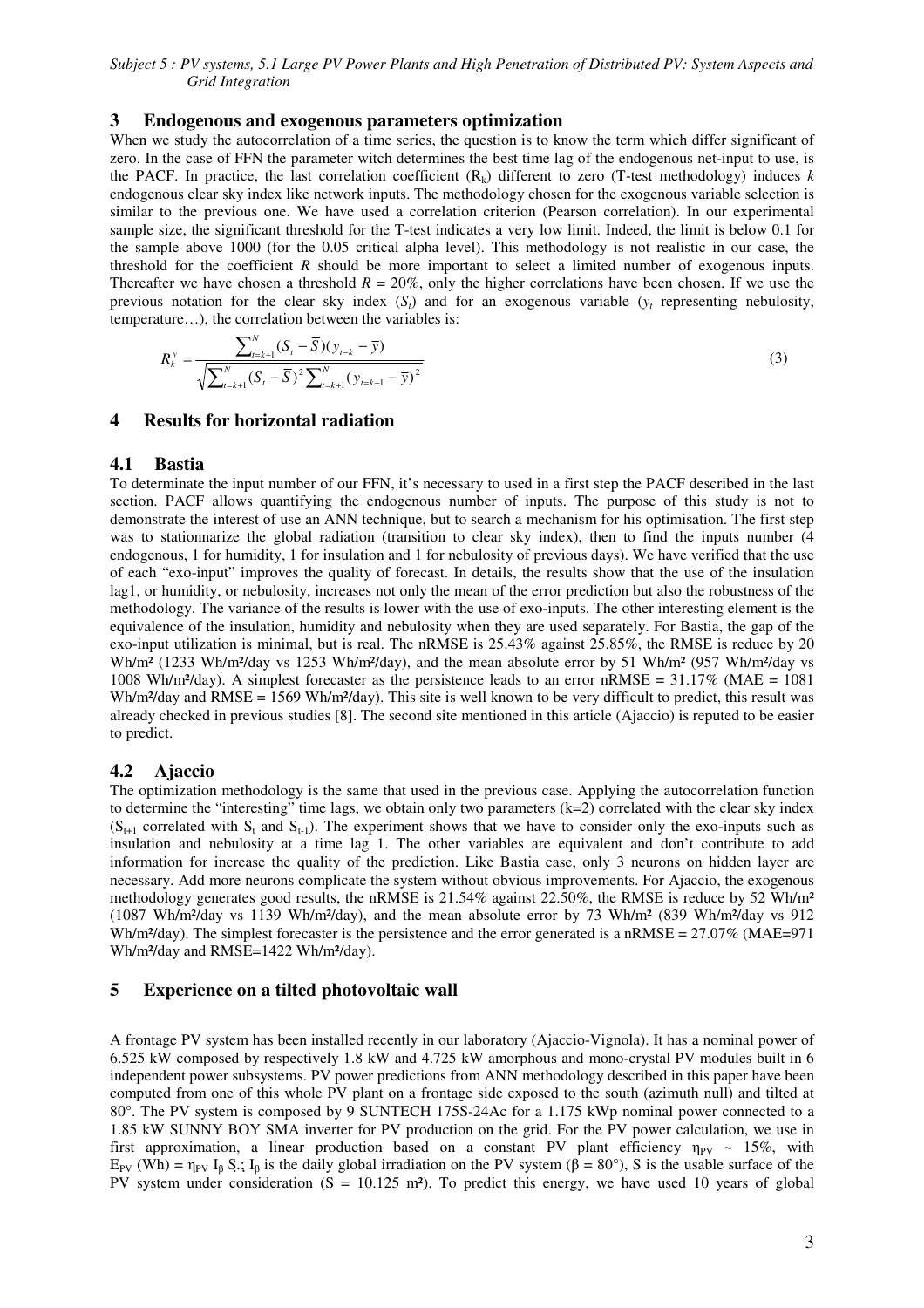## 3 Endogenous and exogenous parameters optimization

When we study the autocorrelation of a time series, the question is to know the term which differ significant of zero. In the case of FFN the parameter witch determines the best time lag of the endogenous net-input to use, is the PACF. In practice, the last correlation coefficient ($R_k$) different to zero (T-test methodology) induces *k* endogenous clear sky index like network inputs. The methodology chosen for the exogenous variable selection is similar to the previous one. We have used a correlation criterion (Pearson correlation). In our experimental sample size, the significant threshold for the T-test indicates a very low limit. Indeed, the limit is below 0.1 for the sample above 1000 (for the 0.05 critical alpha level). This methodology is not realistic in our case, the threshold for the coefficient *R* should be more important to select a limited number of exogenous inputs. Thereafter we have chosen a threshold *R* = 20%, only the higher correlations have been chosen. If we use the previous notation for the clear sky index ($S_t$) and for an exogenous variable ($y_t$ representing nebulosity, temperature…), the correlation between the variables is:

$$R_k^y = \frac{\sum_{t=k+1}^{N} (S_t - \overline{S})(y_{t-k} - \overline{y})}{\sqrt{\sum_{t=k+1}^{N} (S_t - \overline{S})^2 \sum_{t=k+1}^{N} (y_{t=k+1} - \overline{y})^2}} \tag{3}$$

## 4 Results for horizontal radiation

### 4.1 Bastia

To determinate the input number of our FFN, it's necessary to used in a first step the PACF described in the last section. PACF allows quantifying the endogenous number of inputs. The purpose of this study is not to demonstrate the interest of use an ANN technique, but to search a mechanism for his optimisation. The first step was to stationnarize the global radiation (transition to clear sky index), then to find the inputs number (4 endogenous, 1 for humidity, 1 for insulation and 1 for nebulosity of previous days). We have verified that the use of each "exo-input" improves the quality of forecast. In details, the results show that the use of the insulation lag1, or humidity, or nebulosity, increases not only the mean of the error prediction but also the robustness of the methodology. The variance of the results is lower with the use of exo-inputs. The other interesting element is the equivalence of the insulation, humidity and nebulosity when they are used separately. For Bastia, the gap of the exo-input utilization is minimal, but is real. The nRMSE is 25.43% against 25.85%, the RMSE is reduce by 20 Wh/m² (1233 Wh/m²/day vs 1253 Wh/m²/day), and the mean absolute error by 51 Wh/m² (957 Wh/m²/day vs 1008 Wh/m²/day). A simplest forecaster as the persistence leads to an error nRMSE = 31.17% (MAE = 1081 Wh/m²/day and RMSE = 1569 Wh/m²/day). This site is well known to be very difficult to predict, this result was already checked in previous studies [8]. The second site mentioned in this article (Ajaccio) is reputed to be easier to predict.

### 4.2 Ajaccio

The optimization methodology is the same that used in the previous case. Applying the autocorrelation function to determine the "interesting" time lags, we obtain only two parameters (k=2) correlated with the clear sky index ($S_{t+1}$ correlated with $S_t$ and $S_{t-1}$). The experiment shows that we have to consider only the exo-inputs such as insulation and nebulosity at a time lag 1. The other variables are equivalent and don't contribute to add information for increase the quality of the prediction. Like Bastia case, only 3 neurons on hidden layer are necessary. Add more neurons complicate the system without obvious improvements. For Ajaccio, the exogenous methodology generates good results, the nRMSE is 21.54% against 22.50%, the RMSE is reduce by 52 Wh/m² (1087 Wh/m²/day vs 1139 Wh/m²/day), and the mean absolute error by 73 Wh/m² (839 Wh/m²/day vs 912 Wh/m²/day). The simplest forecaster is the persistence and the error generated is a nRMSE = 27.07% (MAE=971 Wh/m²/day and RMSE=1422 Wh/m²/day).

## 5 Experience on a tilted photovoltaic wall

A frontage PV system has been installed recently in our laboratory (Ajaccio-Vignola). It has a nominal power of 6.525 kW composed by respectively 1.8 kW and 4.725 kW amorphous and mono-crystal PV modules built in 6 independent power subsystems. PV power predictions from ANN methodology described in this paper have been computed from one of this whole PV plant on a frontage side exposed to the south (azimuth null) and tilted at 80°. The PV system is composed by 9 SUNTECH 175S-24Ac for a 1.175 kWp nominal power connected to a 1.85 kW SUNNY BOY SMA inverter for PV production on the grid. For the PV power calculation, we use in first approximation, a linear production based on a constant PV plant efficiency $\eta_{PV} \sim 15\%$, with $E_{PV}$ (Wh) = $\eta_{PV}\, I_\beta\, S$.; $I_\beta$ is the daily global irradiation on the PV system ($\beta = 80°$), S is the usable surface of the PV system under consideration (S = 10.125 m²). To predict this energy, we have used 10 years of global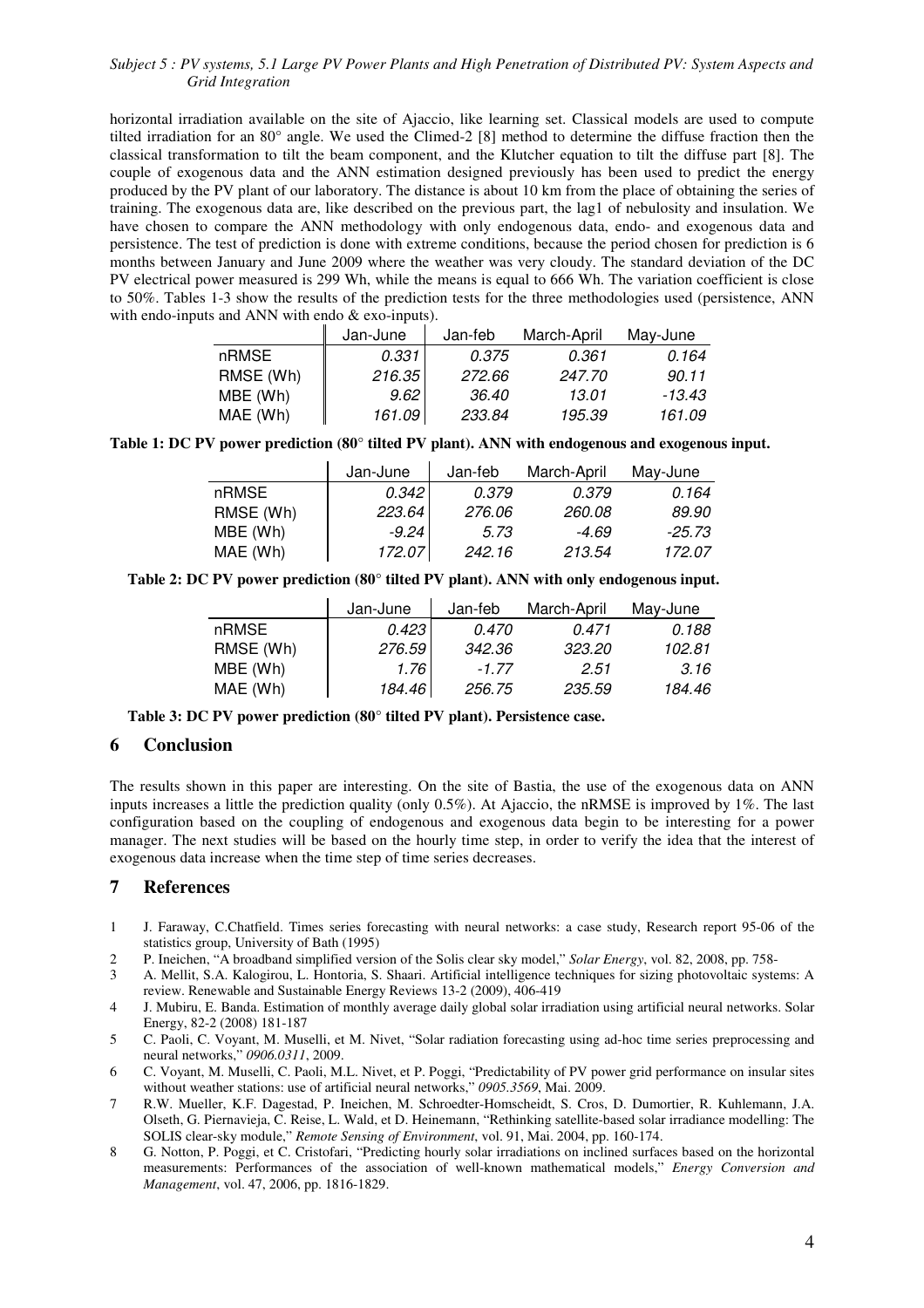horizontal irradiation available on the site of Ajaccio, like learning set. Classical models are used to compute tilted irradiation for an 80° angle. We used the Climed-2 [8] method to determine the diffuse fraction then the classical transformation to tilt the beam component, and the Klutcher equation to tilt the diffuse part [8]. The couple of exogenous data and the ANN estimation designed previously has been used to predict the energy produced by the PV plant of our laboratory. The distance is about 10 km from the place of obtaining the series of training. The exogenous data are, like described on the previous part, the lag1 of nebulosity and insulation. We have chosen to compare the ANN methodology with only endogenous data, endo- and exogenous data and persistence. The test of prediction is done with extreme conditions, because the period chosen for prediction is 6 months between January and June 2009 where the weather was very cloudy. The standard deviation of the DC PV electrical power measured is 299 Wh, while the means is equal to 666 Wh. The variation coefficient is close to 50%. Tables 1-3 show the results of the prediction tests for the three methodologies used (persistence, ANN with endo-inputs and ANN with endo & exo-inputs).

| | Jan-June | Jan-feb | March-April | May-June |
|---|---|---|---|---|
| nRMSE | *0.331* | *0.375* | *0.361* | *0.164* |
| RMSE (Wh) | *216.35* | *272.66* | *247.70* | *90.11* |
| MBE (Wh) | *9.62* | *36.40* | *13.01* | *-13.43* |
| MAE (Wh) | *161.09* | *233.84* | *195.39* | *161.09* |

**Table 1: DC PV power prediction (80° tilted PV plant). ANN with endogenous and exogenous input.**

| | Jan-June | Jan-feb | March-April | May-June |
|---|---|---|---|---|
| nRMSE | *0.342* | *0.379* | *0.379* | *0.164* |
| RMSE (Wh) | *223.64* | *276.06* | *260.08* | *89.90* |
| MBE (Wh) | *-9.24* | *5.73* | *-4.69* | *-25.73* |
| MAE (Wh) | *172.07* | *242.16* | *213.54* | *172.07* |

**Table 2: DC PV power prediction (80° tilted PV plant). ANN with only endogenous input.**

| | Jan-June | Jan-feb | March-April | May-June |
|---|---|---|---|---|
| nRMSE | *0.423* | *0.470* | *0.471* | *0.188* |
| RMSE (Wh) | *276.59* | *342.36* | *323.20* | *102.81* |
| MBE (Wh) | *1.76* | *-1.77* | *2.51* | *3.16* |
| MAE (Wh) | *184.46* | *256.75* | *235.59* | *184.46* |

**Table 3: DC PV power prediction (80° tilted PV plant). Persistence case.**

## 6 Conclusion

The results shown in this paper are interesting. On the site of Bastia, the use of the exogenous data on ANN inputs increases a little the prediction quality (only 0.5%). At Ajaccio, the nRMSE is improved by 1%. The last configuration based on the coupling of endogenous and exogenous data begin to be interesting for a power manager. The next studies will be based on the hourly time step, in order to verify the idea that the interest of exogenous data increase when the time step of time series decreases.

## 7 References

1. J. Faraway, C.Chatfield. Times series forecasting with neural networks: a case study, Research report 95-06 of the statistics group, University of Bath (1995)
2. P. Ineichen, "A broadband simplified version of the Solis clear sky model," *Solar Energy*, vol. 82, 2008, pp. 758-
3. A. Mellit, S.A. Kalogirou, L. Hontoria, S. Shaari. Artificial intelligence techniques for sizing photovoltaic systems: A review. Renewable and Sustainable Energy Reviews 13-2 (2009), 406-419
4. J. Mubiru, E. Banda. Estimation of monthly average daily global solar irradiation using artificial neural networks. Solar Energy, 82-2 (2008) 181-187
5. C. Paoli, C. Voyant, M. Muselli, et M. Nivet, "Solar radiation forecasting using ad-hoc time series preprocessing and neural networks," *0906.0311*, 2009.
6. C. Voyant, M. Muselli, C. Paoli, M.L. Nivet, et P. Poggi, "Predictability of PV power grid performance on insular sites without weather stations: use of artificial neural networks," *0905.3569*, Mai. 2009.
7. R.W. Mueller, K.F. Dagestad, P. Ineichen, M. Schroedter-Homscheidt, S. Cros, D. Dumortier, R. Kuhlemann, J.A. Olseth, G. Piernavieja, C. Reise, L. Wald, et D. Heinemann, "Rethinking satellite-based solar irradiance modelling: The SOLIS clear-sky module," *Remote Sensing of Environment*, vol. 91, Mai. 2004, pp. 160-174.
8. G. Notton, P. Poggi, et C. Cristofari, "Predicting hourly solar irradiations on inclined surfaces based on the horizontal measurements: Performances of the association of well-known mathematical models," *Energy Conversion and Management*, vol. 47, 2006, pp. 1816-1829.